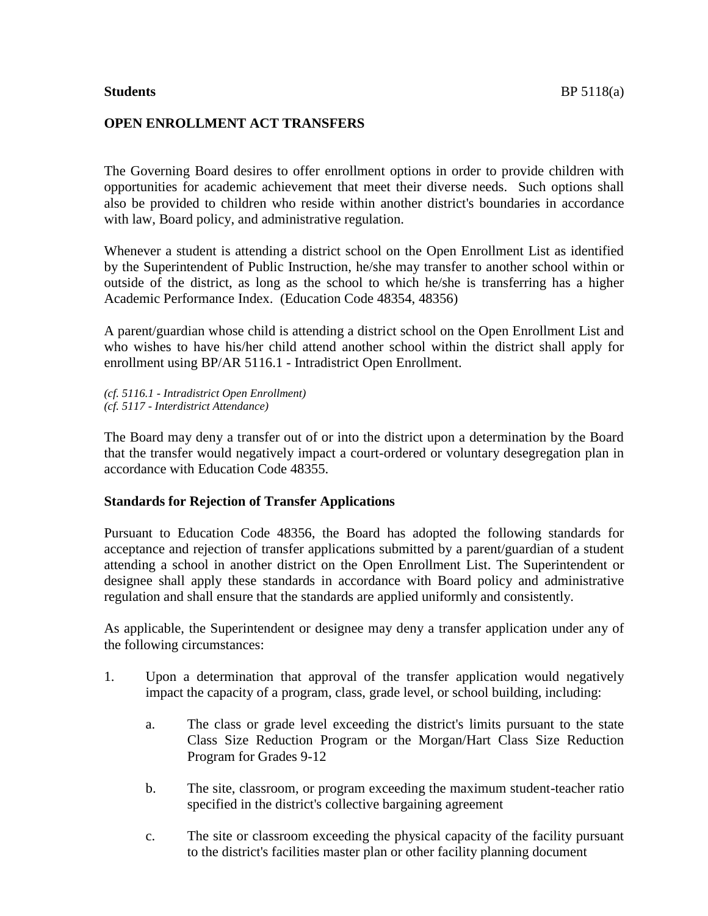**Students** BP 5118(a)

## OPEN ENROLLMENT ACT TRANSFERS

The Governing Board desires to offer enrollment options in order to provide children with opportunities for academic achievement that meet their diverse needs. Such options shall also be provided to children who reside within another district's boundaries in accordance with law, Board policy, and administrative regulation.

Whenever a student is attending a district school on the Open Enrollment List as identified by the Superintendent of Public Instruction, he/she may transfer to another school within or outside of the district, as long as the school to which he/she is transferring has a higher Academic Performance Index. (Education Code 48354, 48356)

A parent/guardian whose child is attending a district school on the Open Enrollment List and who wishes to have his/her child attend another school within the district shall apply for enrollment using BP/AR 5116.1 - Intradistrict Open Enrollment.

*(cf. 5116.1 - Intradistrict Open Enrollment)*
*(cf. 5117 - Interdistrict Attendance)*

The Board may deny a transfer out of or into the district upon a determination by the Board that the transfer would negatively impact a court-ordered or voluntary desegregation plan in accordance with Education Code 48355.

### Standards for Rejection of Transfer Applications

Pursuant to Education Code 48356, the Board has adopted the following standards for acceptance and rejection of transfer applications submitted by a parent/guardian of a student attending a school in another district on the Open Enrollment List. The Superintendent or designee shall apply these standards in accordance with Board policy and administrative regulation and shall ensure that the standards are applied uniformly and consistently.

As applicable, the Superintendent or designee may deny a transfer application under any of the following circumstances:

1. Upon a determination that approval of the transfer application would negatively impact the capacity of a program, class, grade level, or school building, including:

    a. The class or grade level exceeding the district's limits pursuant to the state Class Size Reduction Program or the Morgan/Hart Class Size Reduction Program for Grades 9-12

    b. The site, classroom, or program exceeding the maximum student-teacher ratio specified in the district's collective bargaining agreement

    c. The site or classroom exceeding the physical capacity of the facility pursuant to the district's facilities master plan or other facility planning document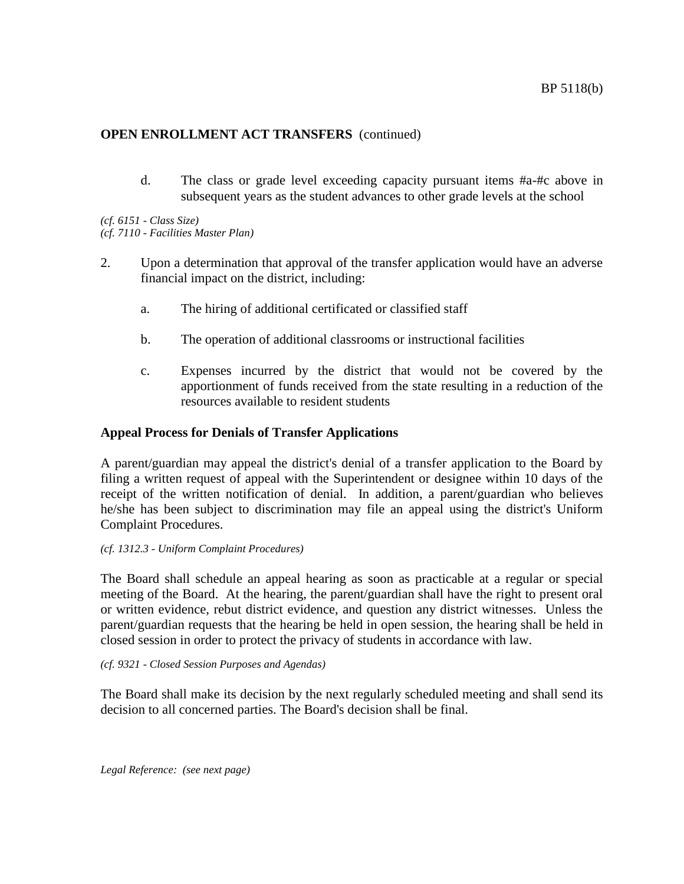**OPEN ENROLLMENT ACT TRANSFERS** (continued)

   d. The class or grade level exceeding capacity pursuant items #a-#c above in subsequent years as the student advances to other grade levels at the school

*(cf. 6151 - Class Size)*
*(cf. 7110 - Facilities Master Plan)*

2. Upon a determination that approval of the transfer application would have an adverse financial impact on the district, including:

   a. The hiring of additional certificated or classified staff

   b. The operation of additional classrooms or instructional facilities

   c. Expenses incurred by the district that would not be covered by the apportionment of funds received from the state resulting in a reduction of the resources available to resident students

**Appeal Process for Denials of Transfer Applications**

A parent/guardian may appeal the district's denial of a transfer application to the Board by filing a written request of appeal with the Superintendent or designee within 10 days of the receipt of the written notification of denial. In addition, a parent/guardian who believes he/she has been subject to discrimination may file an appeal using the district's Uniform Complaint Procedures.

*(cf. 1312.3 - Uniform Complaint Procedures)*

The Board shall schedule an appeal hearing as soon as practicable at a regular or special meeting of the Board. At the hearing, the parent/guardian shall have the right to present oral or written evidence, rebut district evidence, and question any district witnesses. Unless the parent/guardian requests that the hearing be held in open session, the hearing shall be held in closed session in order to protect the privacy of students in accordance with law.

*(cf. 9321 - Closed Session Purposes and Agendas)*

The Board shall make its decision by the next regularly scheduled meeting and shall send its decision to all concerned parties. The Board's decision shall be final.

*Legal Reference: (see next page)*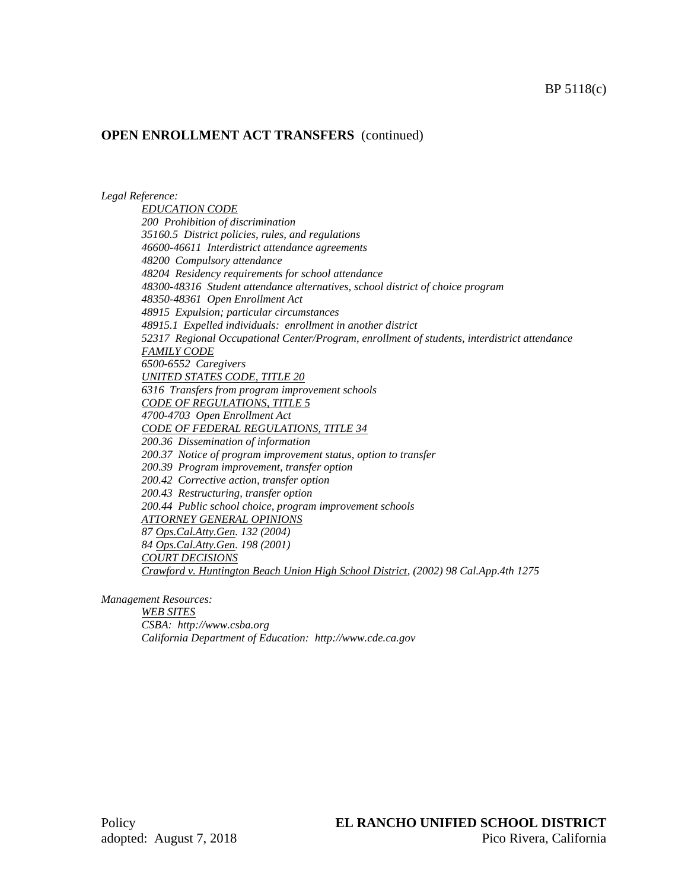## OPEN ENROLLMENT ACT TRANSFERS (continued)

*Legal Reference:*

*EDUCATION CODE*
*200 Prohibition of discrimination*
*35160.5 District policies, rules, and regulations*
*46600-46611 Interdistrict attendance agreements*
*48200 Compulsory attendance*
*48204 Residency requirements for school attendance*
*48300-48316 Student attendance alternatives, school district of choice program*
*48350-48361 Open Enrollment Act*
*48915 Expulsion; particular circumstances*
*48915.1 Expelled individuals: enrollment in another district*
*52317 Regional Occupational Center/Program, enrollment of students, interdistrict attendance*
*FAMILY CODE*
*6500-6552 Caregivers*
*UNITED STATES CODE, TITLE 20*
*6316 Transfers from program improvement schools*
*CODE OF REGULATIONS, TITLE 5*
*4700-4703 Open Enrollment Act*
*CODE OF FEDERAL REGULATIONS, TITLE 34*
*200.36 Dissemination of information*
*200.37 Notice of program improvement status, option to transfer*
*200.39 Program improvement, transfer option*
*200.42 Corrective action, transfer option*
*200.43 Restructuring, transfer option*
*200.44 Public school choice, program improvement schools*
*ATTORNEY GENERAL OPINIONS*
*87 Ops.Cal.Atty.Gen. 132 (2004)*
*84 Ops.Cal.Atty.Gen. 198 (2001)*
*COURT DECISIONS*
*Crawford v. Huntington Beach Union High School District, (2002) 98 Cal.App.4th 1275*

*Management Resources:*

*WEB SITES*
*CSBA: http://www.csba.org*
*California Department of Education: http://www.cde.ca.gov*

Policy
adopted: August 7, 2018

**EL RANCHO UNIFIED SCHOOL DISTRICT**
Pico Rivera, California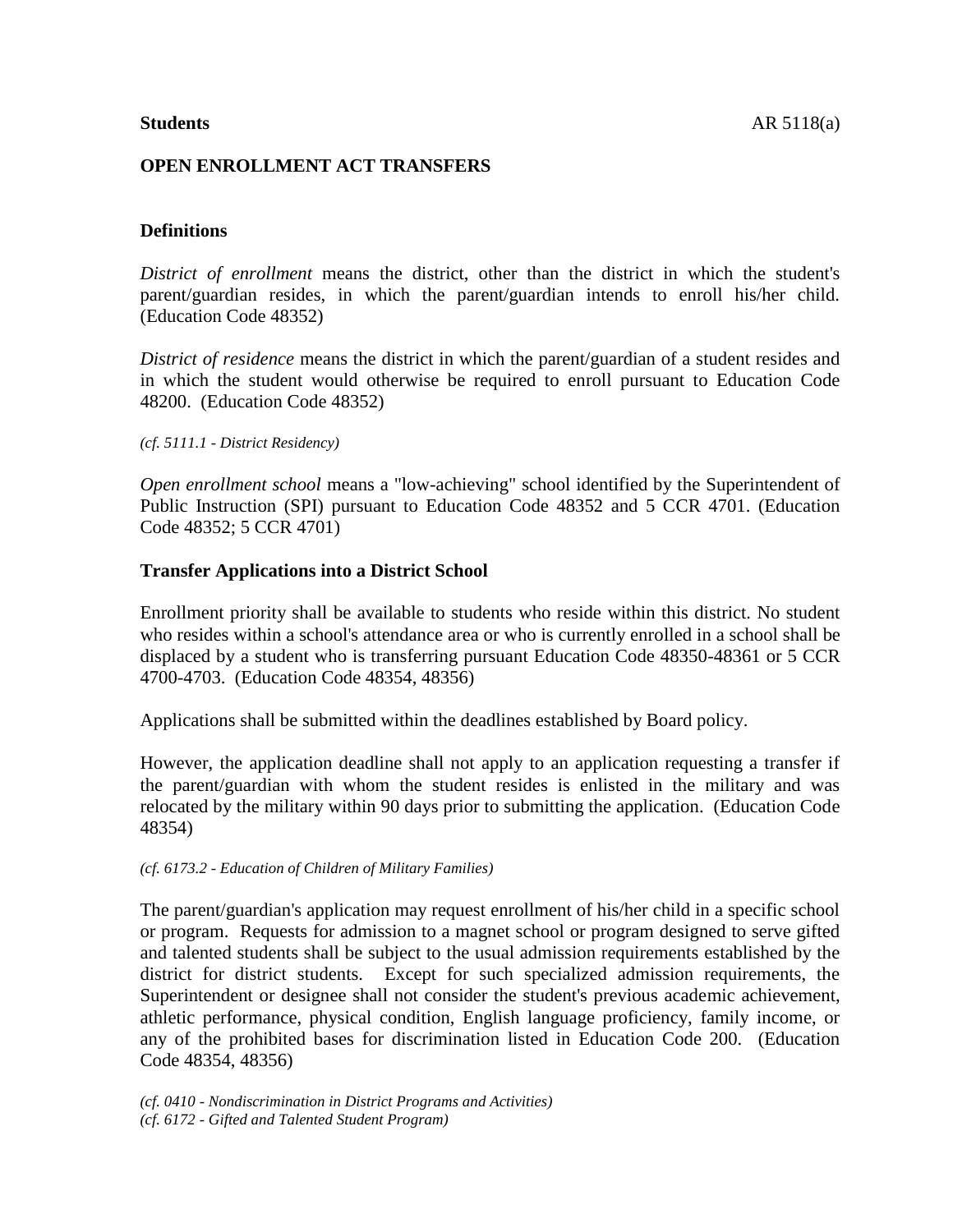**Students** AR 5118(a)

## OPEN ENROLLMENT ACT TRANSFERS

### Definitions

*District of enrollment* means the district, other than the district in which the student's parent/guardian resides, in which the parent/guardian intends to enroll his/her child. (Education Code 48352)

*District of residence* means the district in which the parent/guardian of a student resides and in which the student would otherwise be required to enroll pursuant to Education Code 48200. (Education Code 48352)

*(cf. 5111.1 - District Residency)*

*Open enrollment school* means a "low-achieving" school identified by the Superintendent of Public Instruction (SPI) pursuant to Education Code 48352 and 5 CCR 4701. (Education Code 48352; 5 CCR 4701)

### Transfer Applications into a District School

Enrollment priority shall be available to students who reside within this district. No student who resides within a school's attendance area or who is currently enrolled in a school shall be displaced by a student who is transferring pursuant Education Code 48350-48361 or 5 CCR 4700-4703. (Education Code 48354, 48356)

Applications shall be submitted within the deadlines established by Board policy.

However, the application deadline shall not apply to an application requesting a transfer if the parent/guardian with whom the student resides is enlisted in the military and was relocated by the military within 90 days prior to submitting the application. (Education Code 48354)

*(cf. 6173.2 - Education of Children of Military Families)*

The parent/guardian's application may request enrollment of his/her child in a specific school or program. Requests for admission to a magnet school or program designed to serve gifted and talented students shall be subject to the usual admission requirements established by the district for district students. Except for such specialized admission requirements, the Superintendent or designee shall not consider the student's previous academic achievement, athletic performance, physical condition, English language proficiency, family income, or any of the prohibited bases for discrimination listed in Education Code 200. (Education Code 48354, 48356)

*(cf. 0410 - Nondiscrimination in District Programs and Activities)*
*(cf. 6172 - Gifted and Talented Student Program)*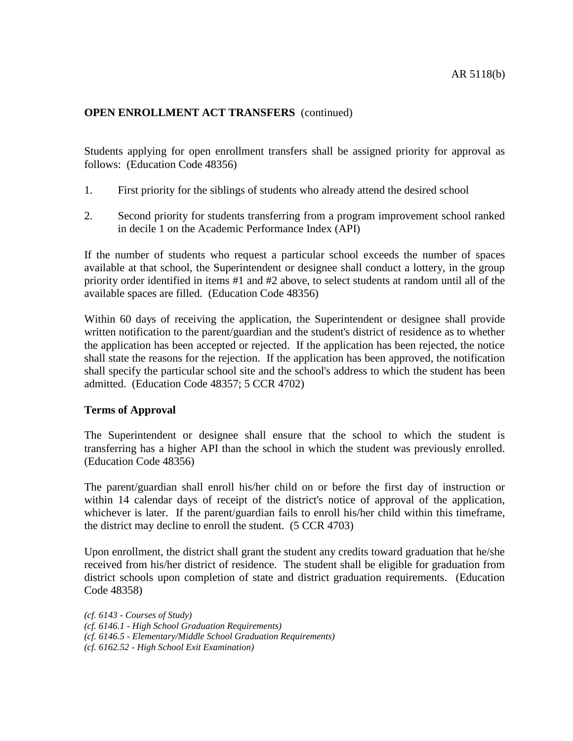**OPEN ENROLLMENT ACT TRANSFERS** (continued)

Students applying for open enrollment transfers shall be assigned priority for approval as follows: (Education Code 48356)

1. First priority for the siblings of students who already attend the desired school

2. Second priority for students transferring from a program improvement school ranked in decile 1 on the Academic Performance Index (API)

If the number of students who request a particular school exceeds the number of spaces available at that school, the Superintendent or designee shall conduct a lottery, in the group priority order identified in items #1 and #2 above, to select students at random until all of the available spaces are filled. (Education Code 48356)

Within 60 days of receiving the application, the Superintendent or designee shall provide written notification to the parent/guardian and the student's district of residence as to whether the application has been accepted or rejected. If the application has been rejected, the notice shall state the reasons for the rejection. If the application has been approved, the notification shall specify the particular school site and the school's address to which the student has been admitted. (Education Code 48357; 5 CCR 4702)

**Terms of Approval**

The Superintendent or designee shall ensure that the school to which the student is transferring has a higher API than the school in which the student was previously enrolled. (Education Code 48356)

The parent/guardian shall enroll his/her child on or before the first day of instruction or within 14 calendar days of receipt of the district's notice of approval of the application, whichever is later. If the parent/guardian fails to enroll his/her child within this timeframe, the district may decline to enroll the student. (5 CCR 4703)

Upon enrollment, the district shall grant the student any credits toward graduation that he/she received from his/her district of residence. The student shall be eligible for graduation from district schools upon completion of state and district graduation requirements. (Education Code 48358)

*(cf. 6143 - Courses of Study)*
*(cf. 6146.1 - High School Graduation Requirements)*
*(cf. 6146.5 - Elementary/Middle School Graduation Requirements)*
*(cf. 6162.52 - High School Exit Examination)*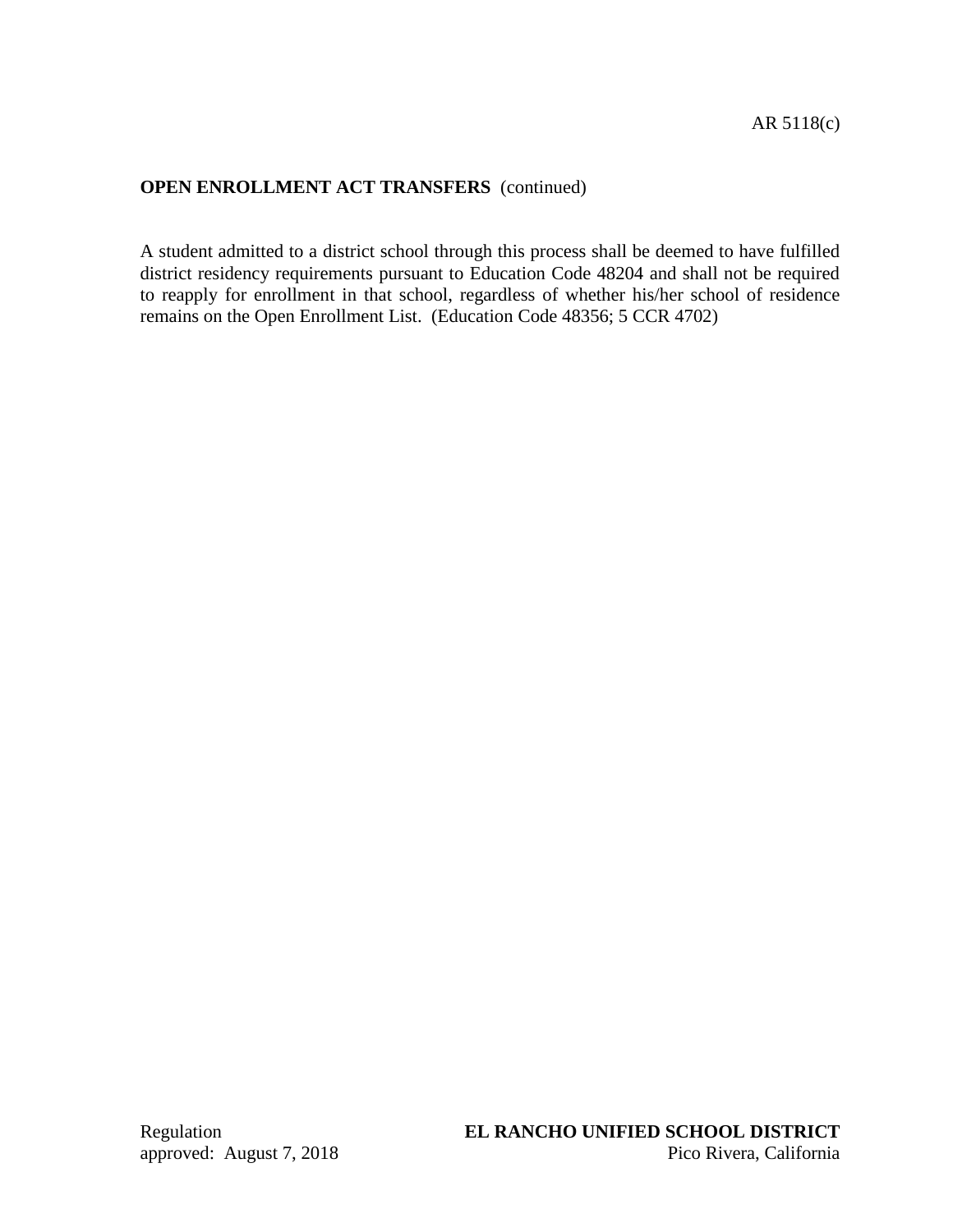**OPEN ENROLLMENT ACT TRANSFERS** (continued)

A student admitted to a district school through this process shall be deemed to have fulfilled district residency requirements pursuant to Education Code 48204 and shall not be required to reapply for enrollment in that school, regardless of whether his/her school of residence remains on the Open Enrollment List. (Education Code 48356; 5 CCR 4702)

Regulation
approved: August 7, 2018

**EL RANCHO UNIFIED SCHOOL DISTRICT**
Pico Rivera, California